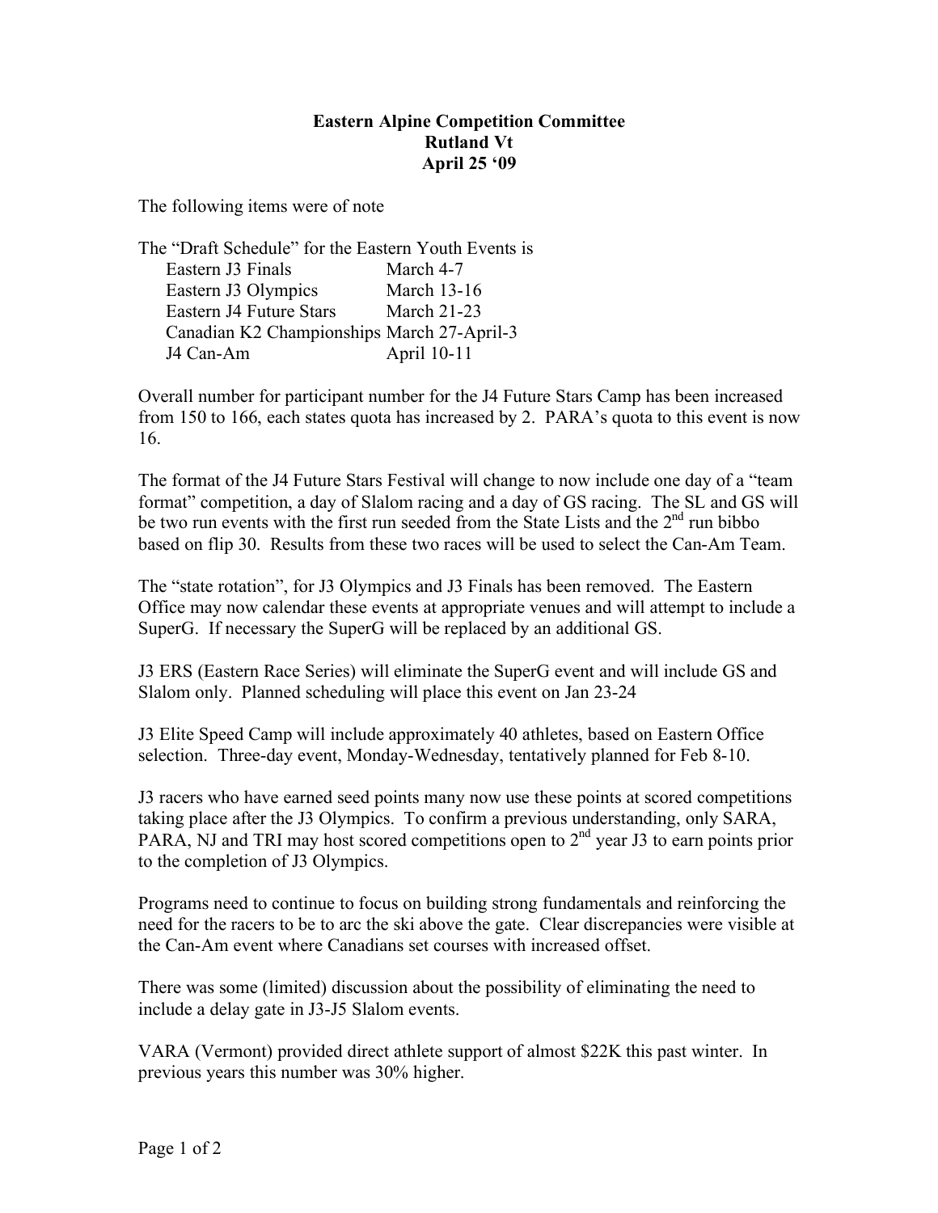**Eastern Alpine Competition Committee**
**Rutland Vt**
**April 25 '09**

The following items were of note

The "Draft Schedule" for the Eastern Youth Events is

| Event | Dates |
|---|---|
| Eastern J3 Finals | March 4-7 |
| Eastern J3 Olympics | March 13-16 |
| Eastern J4 Future Stars | March 21-23 |
| Canadian K2 Championships | March 27-April-3 |
| J4 Can-Am | April 10-11 |

Overall number for participant number for the J4 Future Stars Camp has been increased from 150 to 166, each states quota has increased by 2. PARA's quota to this event is now 16.

The format of the J4 Future Stars Festival will change to now include one day of a "team format" competition, a day of Slalom racing and a day of GS racing. The SL and GS will be two run events with the first run seeded from the State Lists and the 2nd run bibbo based on flip 30. Results from these two races will be used to select the Can-Am Team.

The "state rotation", for J3 Olympics and J3 Finals has been removed. The Eastern Office may now calendar these events at appropriate venues and will attempt to include a SuperG. If necessary the SuperG will be replaced by an additional GS.

J3 ERS (Eastern Race Series) will eliminate the SuperG event and will include GS and Slalom only. Planned scheduling will place this event on Jan 23-24

J3 Elite Speed Camp will include approximately 40 athletes, based on Eastern Office selection. Three-day event, Monday-Wednesday, tentatively planned for Feb 8-10.

J3 racers who have earned seed points many now use these points at scored competitions taking place after the J3 Olympics. To confirm a previous understanding, only SARA, PARA, NJ and TRI may host scored competitions open to 2nd year J3 to earn points prior to the completion of J3 Olympics.

Programs need to continue to focus on building strong fundamentals and reinforcing the need for the racers to be to arc the ski above the gate. Clear discrepancies were visible at the Can-Am event where Canadians set courses with increased offset.

There was some (limited) discussion about the possibility of eliminating the need to include a delay gate in J3-J5 Slalom events.

VARA (Vermont) provided direct athlete support of almost $22K this past winter. In previous years this number was 30% higher.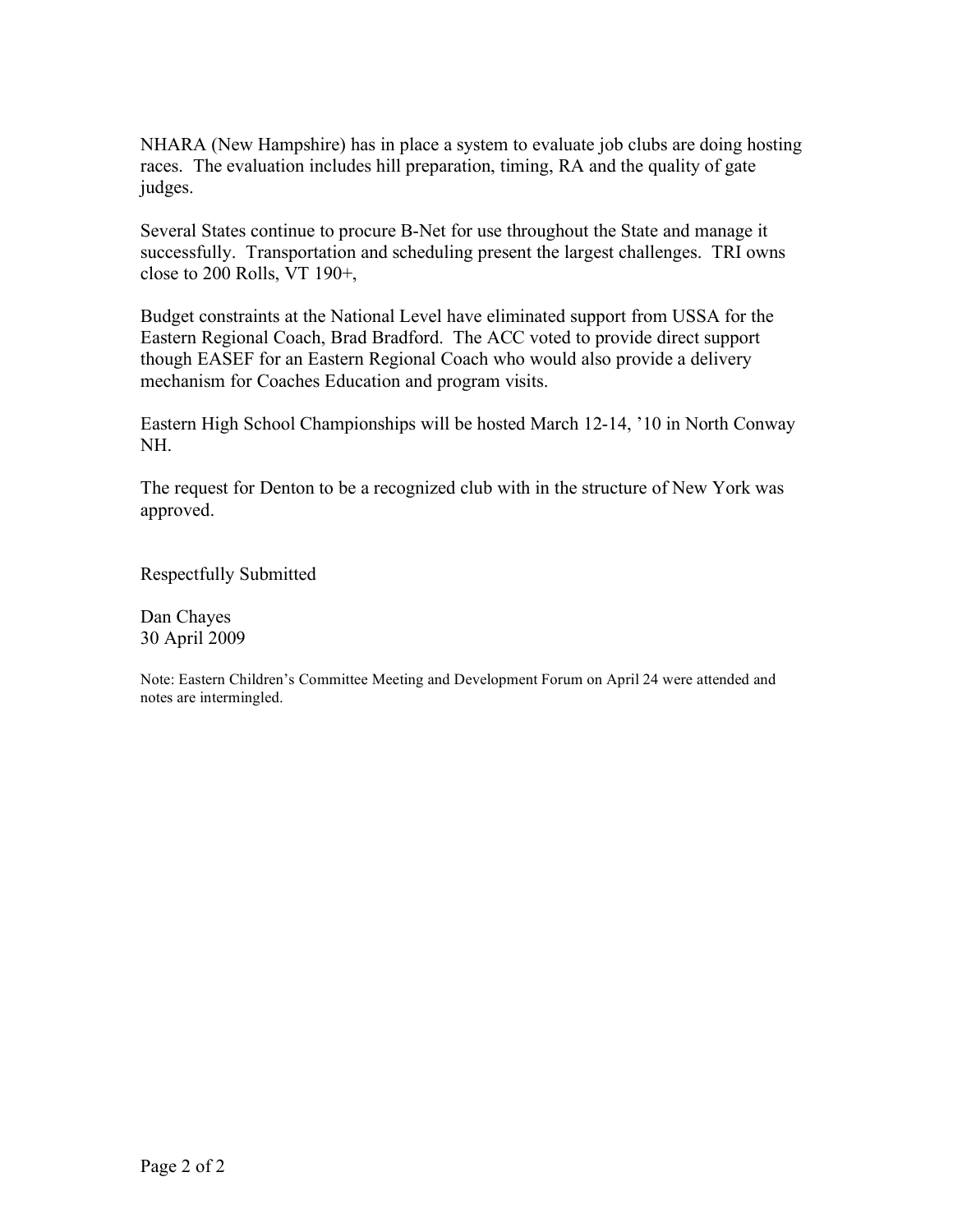NHARA (New Hampshire) has in place a system to evaluate job clubs are doing hosting races. The evaluation includes hill preparation, timing, RA and the quality of gate judges.

Several States continue to procure B-Net for use throughout the State and manage it successfully. Transportation and scheduling present the largest challenges. TRI owns close to 200 Rolls, VT 190+,

Budget constraints at the National Level have eliminated support from USSA for the Eastern Regional Coach, Brad Bradford. The ACC voted to provide direct support though EASEF for an Eastern Regional Coach who would also provide a delivery mechanism for Coaches Education and program visits.

Eastern High School Championships will be hosted March 12-14, '10 in North Conway NH.

The request for Denton to be a recognized club with in the structure of New York was approved.

Respectfully Submitted

Dan Chayes
30 April 2009

Note: Eastern Children's Committee Meeting and Development Forum on April 24 were attended and notes are intermingled.